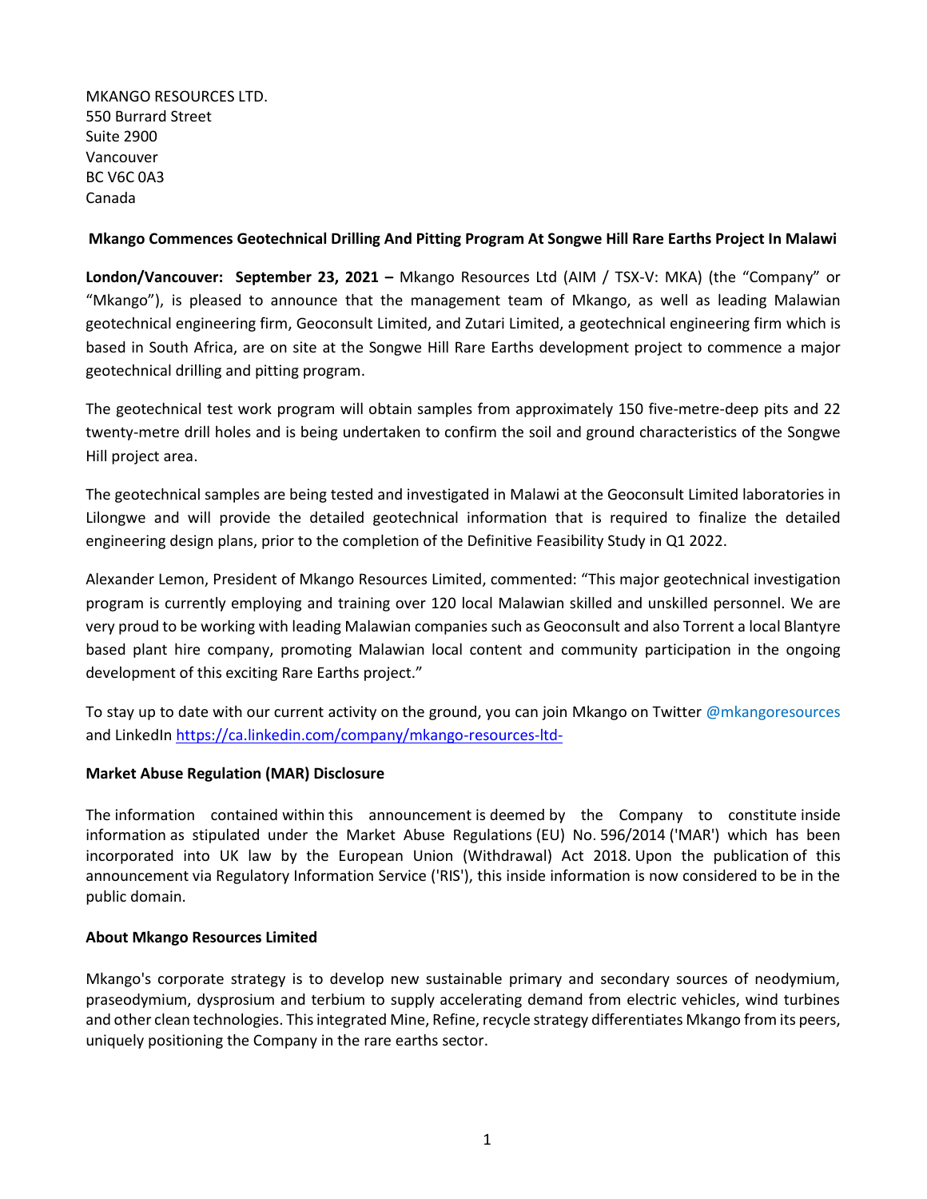MKANGO RESOURCES LTD.
550 Burrard Street
Suite 2900
Vancouver
BC V6C 0A3
Canada

**Mkango Commences Geotechnical Drilling And Pitting Program At Songwe Hill Rare Earths Project In Malawi**

**London/Vancouver: September 23, 2021 –** Mkango Resources Ltd (AIM / TSX-V: MKA) (the "Company" or "Mkango"), is pleased to announce that the management team of Mkango, as well as leading Malawian geotechnical engineering firm, Geoconsult Limited, and Zutari Limited, a geotechnical engineering firm which is based in South Africa, are on site at the Songwe Hill Rare Earths development project to commence a major geotechnical drilling and pitting program.

The geotechnical test work program will obtain samples from approximately 150 five-metre-deep pits and 22 twenty-metre drill holes and is being undertaken to confirm the soil and ground characteristics of the Songwe Hill project area.

The geotechnical samples are being tested and investigated in Malawi at the Geoconsult Limited laboratories in Lilongwe and will provide the detailed geotechnical information that is required to finalize the detailed engineering design plans, prior to the completion of the Definitive Feasibility Study in Q1 2022.

Alexander Lemon, President of Mkango Resources Limited, commented: "This major geotechnical investigation program is currently employing and training over 120 local Malawian skilled and unskilled personnel. We are very proud to be working with leading Malawian companies such as Geoconsult and also Torrent a local Blantyre based plant hire company, promoting Malawian local content and community participation in the ongoing development of this exciting Rare Earths project."

To stay up to date with our current activity on the ground, you can join Mkango on Twitter @mkangoresources and LinkedIn https://ca.linkedin.com/company/mkango-resources-ltd-

**Market Abuse Regulation (MAR) Disclosure**

The information contained within this announcement is deemed by the Company to constitute inside information as stipulated under the Market Abuse Regulations (EU) No. 596/2014 ('MAR') which has been incorporated into UK law by the European Union (Withdrawal) Act 2018. Upon the publication of this announcement via Regulatory Information Service ('RIS'), this inside information is now considered to be in the public domain.

**About Mkango Resources Limited**

Mkango's corporate strategy is to develop new sustainable primary and secondary sources of neodymium, praseodymium, dysprosium and terbium to supply accelerating demand from electric vehicles, wind turbines and other clean technologies. This integrated Mine, Refine, recycle strategy differentiates Mkango from its peers, uniquely positioning the Company in the rare earths sector.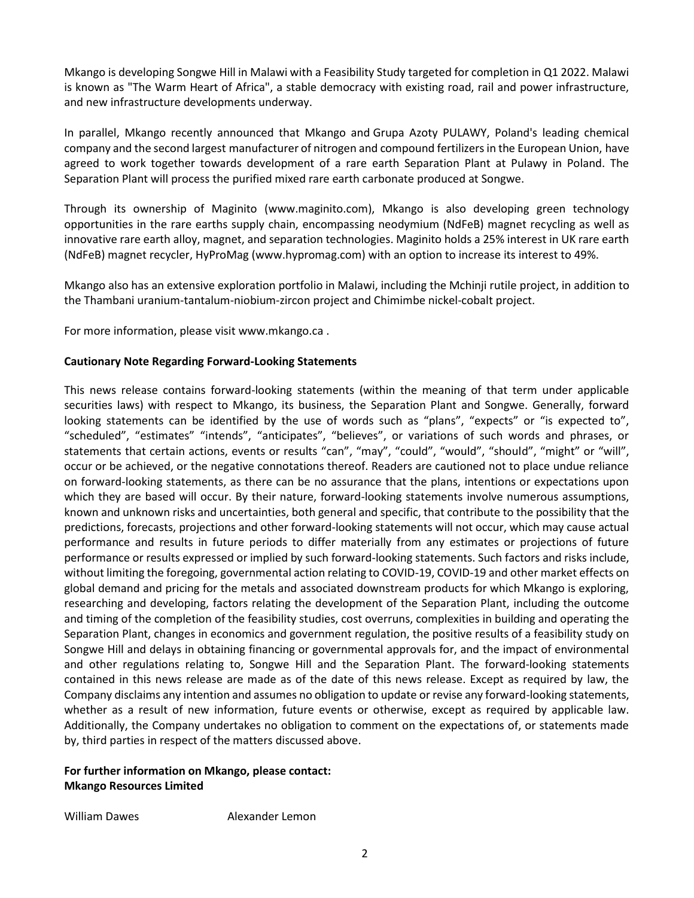Mkango is developing Songwe Hill in Malawi with a Feasibility Study targeted for completion in Q1 2022. Malawi is known as "The Warm Heart of Africa", a stable democracy with existing road, rail and power infrastructure, and new infrastructure developments underway.

In parallel, Mkango recently announced that Mkango and Grupa Azoty PULAWY, Poland's leading chemical company and the second largest manufacturer of nitrogen and compound fertilizers in the European Union, have agreed to work together towards development of a rare earth Separation Plant at Pulawy in Poland. The Separation Plant will process the purified mixed rare earth carbonate produced at Songwe.

Through its ownership of Maginito (www.maginito.com), Mkango is also developing green technology opportunities in the rare earths supply chain, encompassing neodymium (NdFeB) magnet recycling as well as innovative rare earth alloy, magnet, and separation technologies. Maginito holds a 25% interest in UK rare earth (NdFeB) magnet recycler, HyProMag (www.hypromag.com) with an option to increase its interest to 49%.

Mkango also has an extensive exploration portfolio in Malawi, including the Mchinji rutile project, in addition to the Thambani uranium-tantalum-niobium-zircon project and Chimimbe nickel-cobalt project.

For more information, please visit www.mkango.ca .

**Cautionary Note Regarding Forward-Looking Statements**

This news release contains forward-looking statements (within the meaning of that term under applicable securities laws) with respect to Mkango, its business, the Separation Plant and Songwe. Generally, forward looking statements can be identified by the use of words such as "plans", "expects" or "is expected to", "scheduled", "estimates" "intends", "anticipates", "believes", or variations of such words and phrases, or statements that certain actions, events or results "can", "may", "could", "would", "should", "might" or "will", occur or be achieved, or the negative connotations thereof. Readers are cautioned not to place undue reliance on forward-looking statements, as there can be no assurance that the plans, intentions or expectations upon which they are based will occur. By their nature, forward-looking statements involve numerous assumptions, known and unknown risks and uncertainties, both general and specific, that contribute to the possibility that the predictions, forecasts, projections and other forward-looking statements will not occur, which may cause actual performance and results in future periods to differ materially from any estimates or projections of future performance or results expressed or implied by such forward-looking statements. Such factors and risks include, without limiting the foregoing, governmental action relating to COVID-19, COVID-19 and other market effects on global demand and pricing for the metals and associated downstream products for which Mkango is exploring, researching and developing, factors relating the development of the Separation Plant, including the outcome and timing of the completion of the feasibility studies, cost overruns, complexities in building and operating the Separation Plant, changes in economics and government regulation, the positive results of a feasibility study on Songwe Hill and delays in obtaining financing or governmental approvals for, and the impact of environmental and other regulations relating to, Songwe Hill and the Separation Plant. The forward-looking statements contained in this news release are made as of the date of this news release. Except as required by law, the Company disclaims any intention and assumes no obligation to update or revise any forward-looking statements, whether as a result of new information, future events or otherwise, except as required by applicable law. Additionally, the Company undertakes no obligation to comment on the expectations of, or statements made by, third parties in respect of the matters discussed above.

**For further information on Mkango, please contact:**
**Mkango Resources Limited**

William Dawes　　　　Alexander Lemon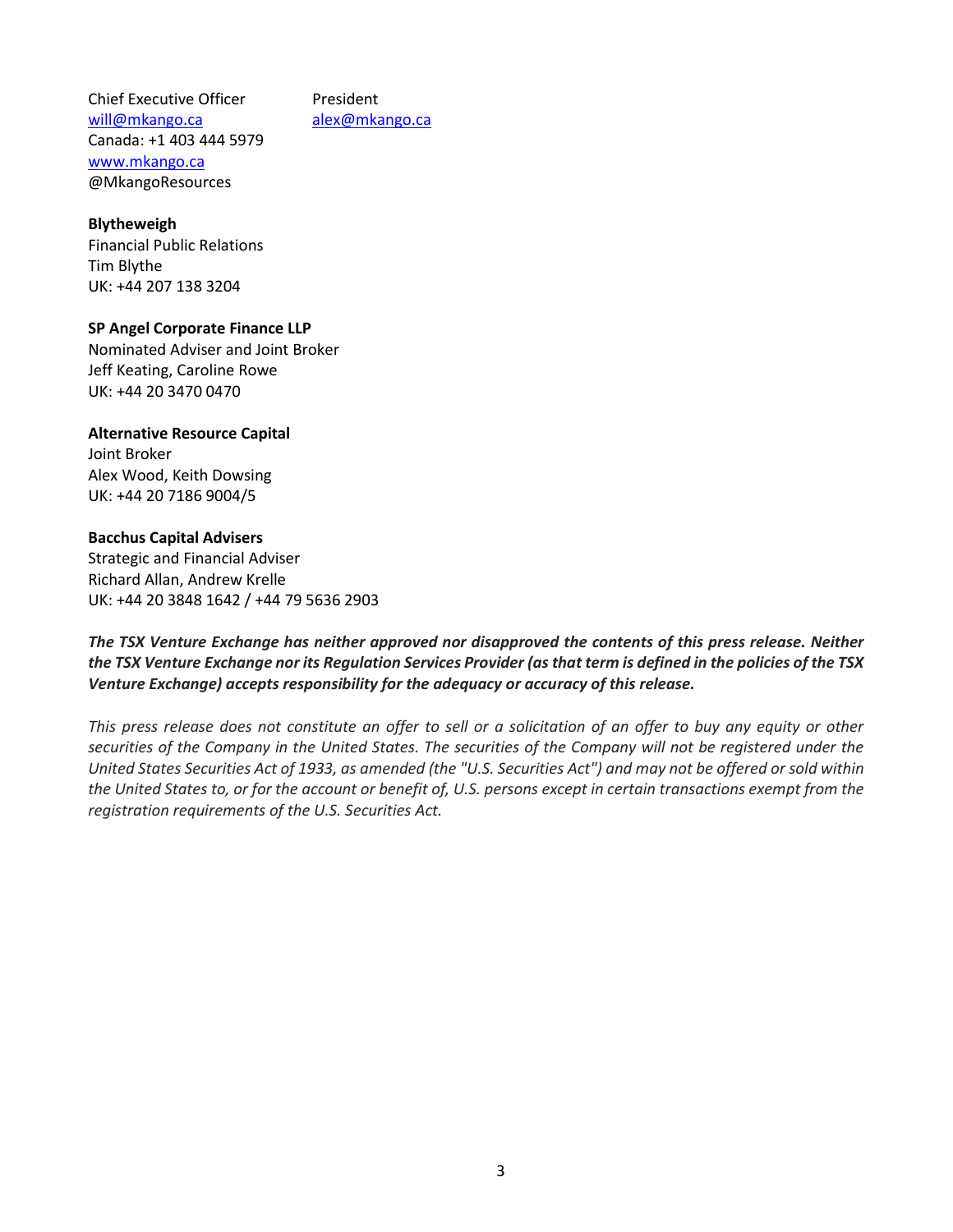Chief Executive Officer
will@mkango.ca
Canada: +1 403 444 5979
www.mkango.ca
@MkangoResources

President
alex@mkango.ca

**Blytheweigh**
Financial Public Relations
Tim Blythe
UK: +44 207 138 3204

**SP Angel Corporate Finance LLP**
Nominated Adviser and Joint Broker
Jeff Keating, Caroline Rowe
UK: +44 20 3470 0470

**Alternative Resource Capital**
Joint Broker
Alex Wood, Keith Dowsing
UK: +44 20 7186 9004/5

**Bacchus Capital Advisers**
Strategic and Financial Adviser
Richard Allan, Andrew Krelle
UK: +44 20 3848 1642 / +44 79 5636 2903

***The TSX Venture Exchange has neither approved nor disapproved the contents of this press release. Neither the TSX Venture Exchange nor its Regulation Services Provider (as that term is defined in the policies of the TSX Venture Exchange) accepts responsibility for the adequacy or accuracy of this release.***

*This press release does not constitute an offer to sell or a solicitation of an offer to buy any equity or other securities of the Company in the United States. The securities of the Company will not be registered under the United States Securities Act of 1933, as amended (the "U.S. Securities Act") and may not be offered or sold within the United States to, or for the account or benefit of, U.S. persons except in certain transactions exempt from the registration requirements of the U.S. Securities Act.*